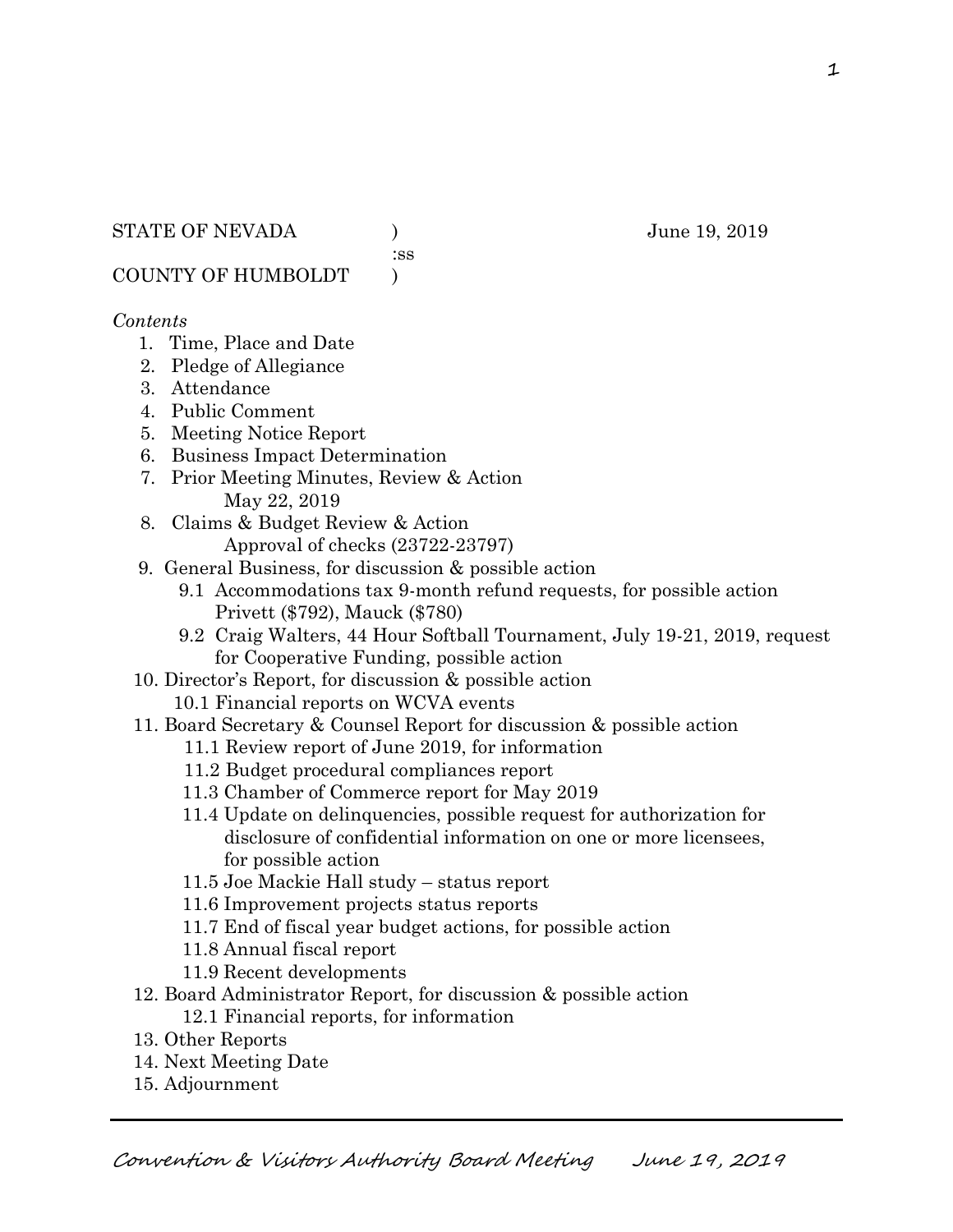STATE OF NEVADA ) June 19, 2019
:ss
COUNTY OF HUMBOLDT )

*Contents*

1. Time, Place and Date
2. Pledge of Allegiance
3. Attendance
4. Public Comment
5. Meeting Notice Report
6. Business Impact Determination
7. Prior Meeting Minutes, Review & Action
   May 22, 2019
8. Claims & Budget Review & Action
   Approval of checks (23722-23797)
9. General Business, for discussion & possible action
   - 9.1 Accommodations tax 9-month refund requests, for possible action
     Privett ($792), Mauck ($780)
   - 9.2 Craig Walters, 44 Hour Softball Tournament, July 19-21, 2019, request for Cooperative Funding, possible action
10. Director's Report, for discussion & possible action
    - 10.1 Financial reports on WCVA events
11. Board Secretary & Counsel Report for discussion & possible action
    - 11.1 Review report of June 2019, for information
    - 11.2 Budget procedural compliances report
    - 11.3 Chamber of Commerce report for May 2019
    - 11.4 Update on delinquencies, possible request for authorization for disclosure of confidential information on one or more licensees, for possible action
    - 11.5 Joe Mackie Hall study – status report
    - 11.6 Improvement projects status reports
    - 11.7 End of fiscal year budget actions, for possible action
    - 11.8 Annual fiscal report
    - 11.9 Recent developments
12. Board Administrator Report, for discussion & possible action
    - 12.1 Financial reports, for information
13. Other Reports
14. Next Meeting Date
15. Adjournment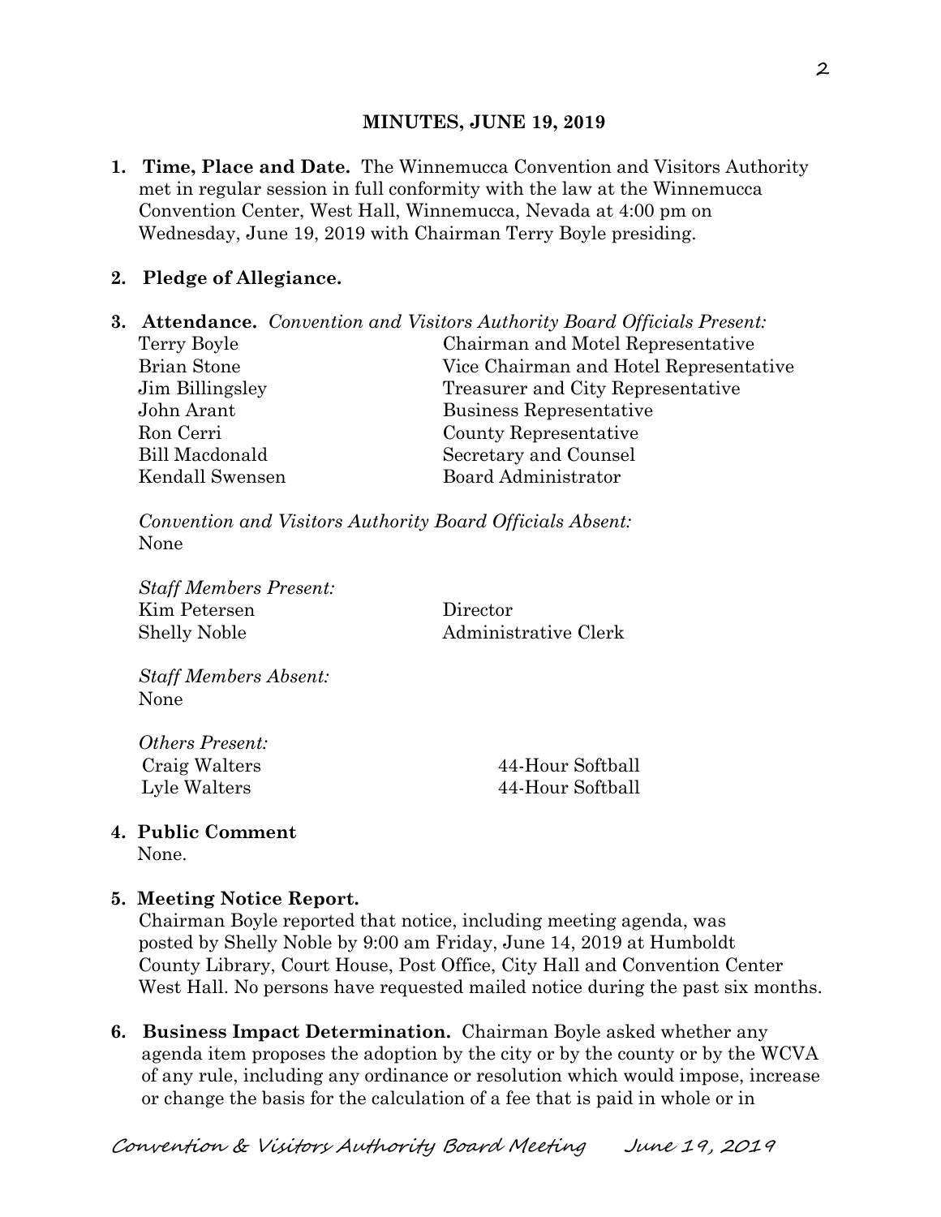**MINUTES, JUNE 19, 2019**

1. **Time, Place and Date.** The Winnemucca Convention and Visitors Authority met in regular session in full conformity with the law at the Winnemucca Convention Center, West Hall, Winnemucca, Nevada at 4:00 pm on Wednesday, June 19, 2019 with Chairman Terry Boyle presiding.

2. **Pledge of Allegiance.**

3. **Attendance.** *Convention and Visitors Authority Board Officials Present:*

| | |
|---|---|
| Terry Boyle | Chairman and Motel Representative |
| Brian Stone | Vice Chairman and Hotel Representative |
| Jim Billingsley | Treasurer and City Representative |
| John Arant | Business Representative |
| Ron Cerri | County Representative |
| Bill Macdonald | Secretary and Counsel |
| Kendall Swensen | Board Administrator |

*Convention and Visitors Authority Board Officials Absent:*
None

*Staff Members Present:*

| | |
|---|---|
| Kim Petersen | Director |
| Shelly Noble | Administrative Clerk |

*Staff Members Absent:*
None

*Others Present:*

| | |
|---|---|
| Craig Walters | 44-Hour Softball |
| Lyle Walters | 44-Hour Softball |

4. **Public Comment**
None.

5. **Meeting Notice Report.**
Chairman Boyle reported that notice, including meeting agenda, was posted by Shelly Noble by 9:00 am Friday, June 14, 2019 at Humboldt County Library, Court House, Post Office, City Hall and Convention Center West Hall. No persons have requested mailed notice during the past six months.

6. **Business Impact Determination.** Chairman Boyle asked whether any agenda item proposes the adoption by the city or by the county or by the WCVA of any rule, including any ordinance or resolution which would impose, increase or change the basis for the calculation of a fee that is paid in whole or in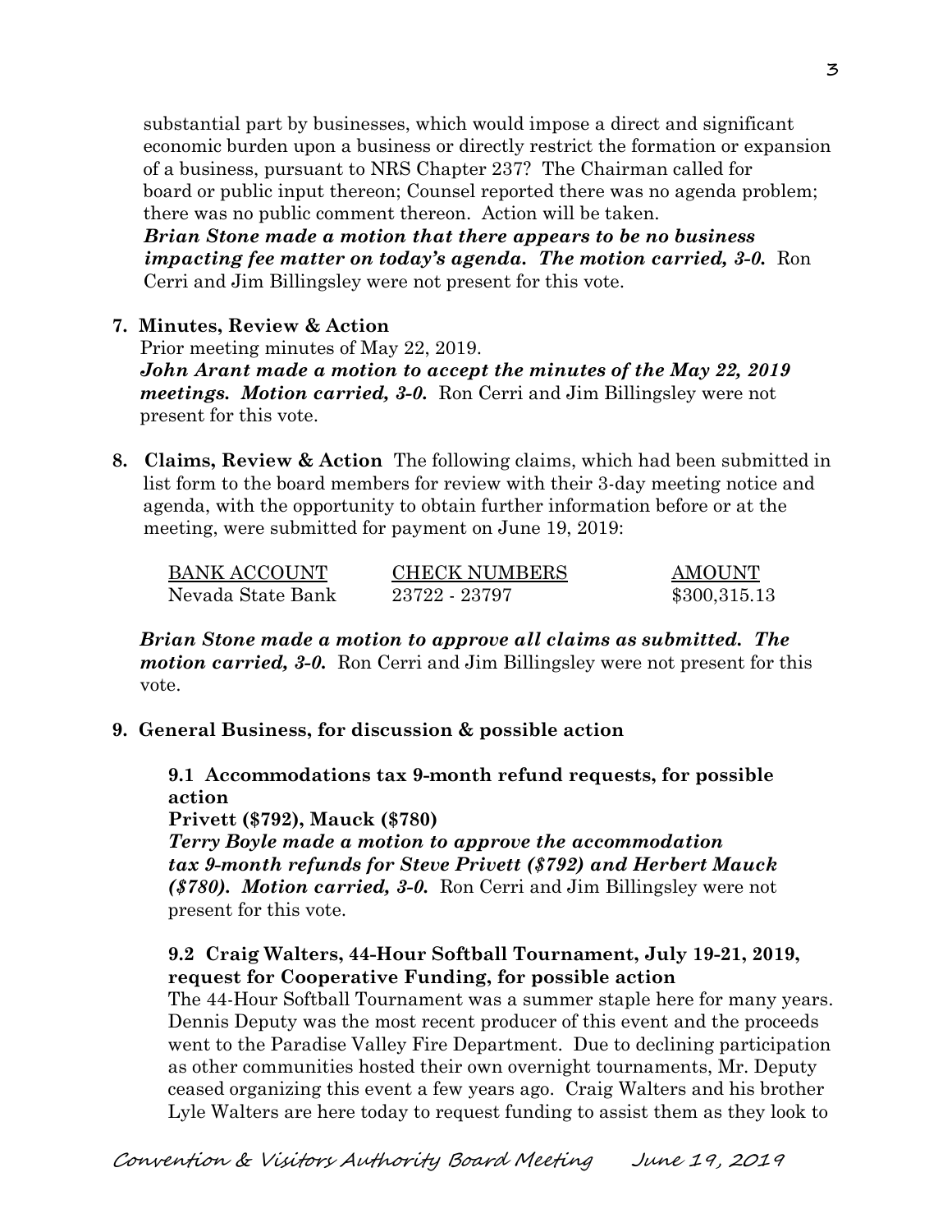substantial part by businesses, which would impose a direct and significant economic burden upon a business or directly restrict the formation or expansion of a business, pursuant to NRS Chapter 237? The Chairman called for board or public input thereon; Counsel reported there was no agenda problem; there was no public comment thereon. Action will be taken.
***Brian Stone made a motion that there appears to be no business impacting fee matter on today's agenda. The motion carried, 3-0.*** Ron Cerri and Jim Billingsley were not present for this vote.

**7. Minutes, Review & Action**

Prior meeting minutes of May 22, 2019.
***John Arant made a motion to accept the minutes of the May 22, 2019 meetings. Motion carried, 3-0.*** Ron Cerri and Jim Billingsley were not present for this vote.

**8. Claims, Review & Action** The following claims, which had been submitted in list form to the board members for review with their 3-day meeting notice and agenda, with the opportunity to obtain further information before or at the meeting, were submitted for payment on June 19, 2019:

| BANK ACCOUNT | CHECK NUMBERS | AMOUNT |
|---|---|---|
| Nevada State Bank | 23722 - 23797 | $300,315.13 |

***Brian Stone made a motion to approve all claims as submitted. The motion carried, 3-0.*** Ron Cerri and Jim Billingsley were not present for this vote.

**9. General Business, for discussion & possible action**

**9.1 Accommodations tax 9-month refund requests, for possible action**
**Privett ($792), Mauck ($780)**
***Terry Boyle made a motion to approve the accommodation tax 9-month refunds for Steve Privett ($792) and Herbert Mauck ($780). Motion carried, 3-0.*** Ron Cerri and Jim Billingsley were not present for this vote.

**9.2 Craig Walters, 44-Hour Softball Tournament, July 19-21, 2019, request for Cooperative Funding, for possible action**
The 44-Hour Softball Tournament was a summer staple here for many years. Dennis Deputy was the most recent producer of this event and the proceeds went to the Paradise Valley Fire Department. Due to declining participation as other communities hosted their own overnight tournaments, Mr. Deputy ceased organizing this event a few years ago. Craig Walters and his brother Lyle Walters are here today to request funding to assist them as they look to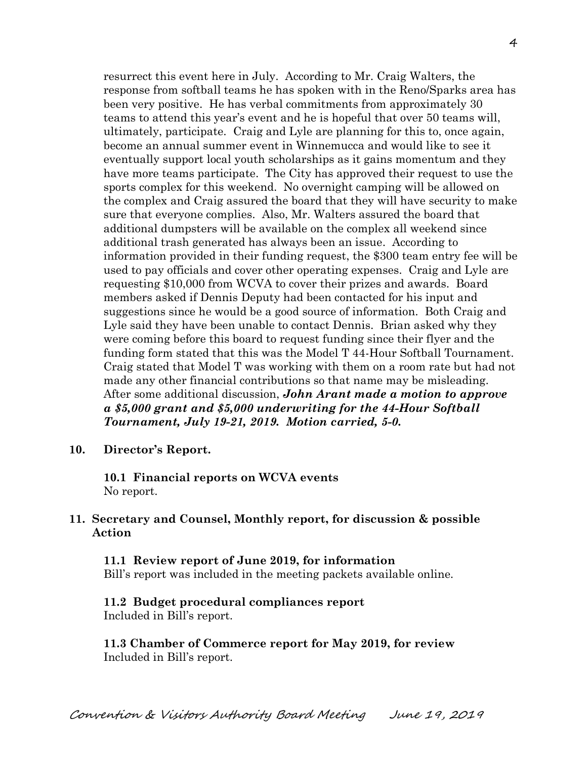resurrect this event here in July. According to Mr. Craig Walters, the response from softball teams he has spoken with in the Reno/Sparks area has been very positive. He has verbal commitments from approximately 30 teams to attend this year's event and he is hopeful that over 50 teams will, ultimately, participate. Craig and Lyle are planning for this to, once again, become an annual summer event in Winnemucca and would like to see it eventually support local youth scholarships as it gains momentum and they have more teams participate. The City has approved their request to use the sports complex for this weekend. No overnight camping will be allowed on the complex and Craig assured the board that they will have security to make sure that everyone complies. Also, Mr. Walters assured the board that additional dumpsters will be available on the complex all weekend since additional trash generated has always been an issue. According to information provided in their funding request, the $300 team entry fee will be used to pay officials and cover other operating expenses. Craig and Lyle are requesting $10,000 from WCVA to cover their prizes and awards. Board members asked if Dennis Deputy had been contacted for his input and suggestions since he would be a good source of information. Both Craig and Lyle said they have been unable to contact Dennis. Brian asked why they were coming before this board to request funding since their flyer and the funding form stated that this was the Model T 44-Hour Softball Tournament. Craig stated that Model T was working with them on a room rate but had not made any other financial contributions so that name may be misleading. After some additional discussion, ***John Arant made a motion to approve a $5,000 grant and $5,000 underwriting for the 44-Hour Softball Tournament, July 19-21, 2019. Motion carried, 5-0.***

**10. Director's Report.**

**10.1 Financial reports on WCVA events**
No report.

**11. Secretary and Counsel, Monthly report, for discussion & possible Action**

**11.1 Review report of June 2019, for information**
Bill's report was included in the meeting packets available online.

**11.2 Budget procedural compliances report**
Included in Bill's report.

**11.3 Chamber of Commerce report for May 2019, for review**
Included in Bill's report.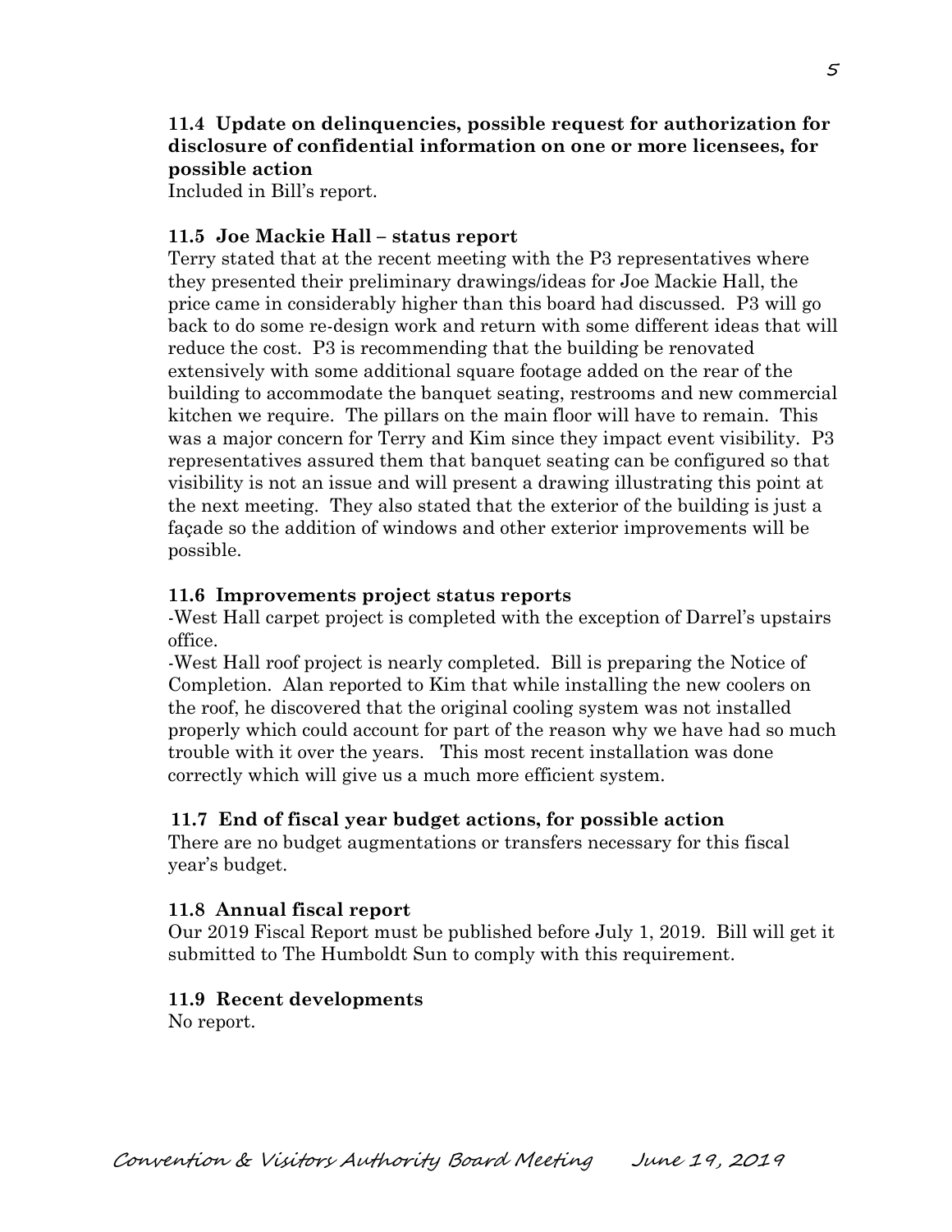**11.4 Update on delinquencies, possible request for authorization for disclosure of confidential information on one or more licensees, for possible action**

Included in Bill's report.

**11.5 Joe Mackie Hall – status report**

Terry stated that at the recent meeting with the P3 representatives where they presented their preliminary drawings/ideas for Joe Mackie Hall, the price came in considerably higher than this board had discussed. P3 will go back to do some re-design work and return with some different ideas that will reduce the cost. P3 is recommending that the building be renovated extensively with some additional square footage added on the rear of the building to accommodate the banquet seating, restrooms and new commercial kitchen we require. The pillars on the main floor will have to remain. This was a major concern for Terry and Kim since they impact event visibility. P3 representatives assured them that banquet seating can be configured so that visibility is not an issue and will present a drawing illustrating this point at the next meeting. They also stated that the exterior of the building is just a façade so the addition of windows and other exterior improvements will be possible.

**11.6 Improvements project status reports**

-West Hall carpet project is completed with the exception of Darrel's upstairs office.

-West Hall roof project is nearly completed. Bill is preparing the Notice of Completion. Alan reported to Kim that while installing the new coolers on the roof, he discovered that the original cooling system was not installed properly which could account for part of the reason why we have had so much trouble with it over the years. This most recent installation was done correctly which will give us a much more efficient system.

**11.7 End of fiscal year budget actions, for possible action**

There are no budget augmentations or transfers necessary for this fiscal year's budget.

**11.8 Annual fiscal report**

Our 2019 Fiscal Report must be published before July 1, 2019. Bill will get it submitted to The Humboldt Sun to comply with this requirement.

**11.9 Recent developments**

No report.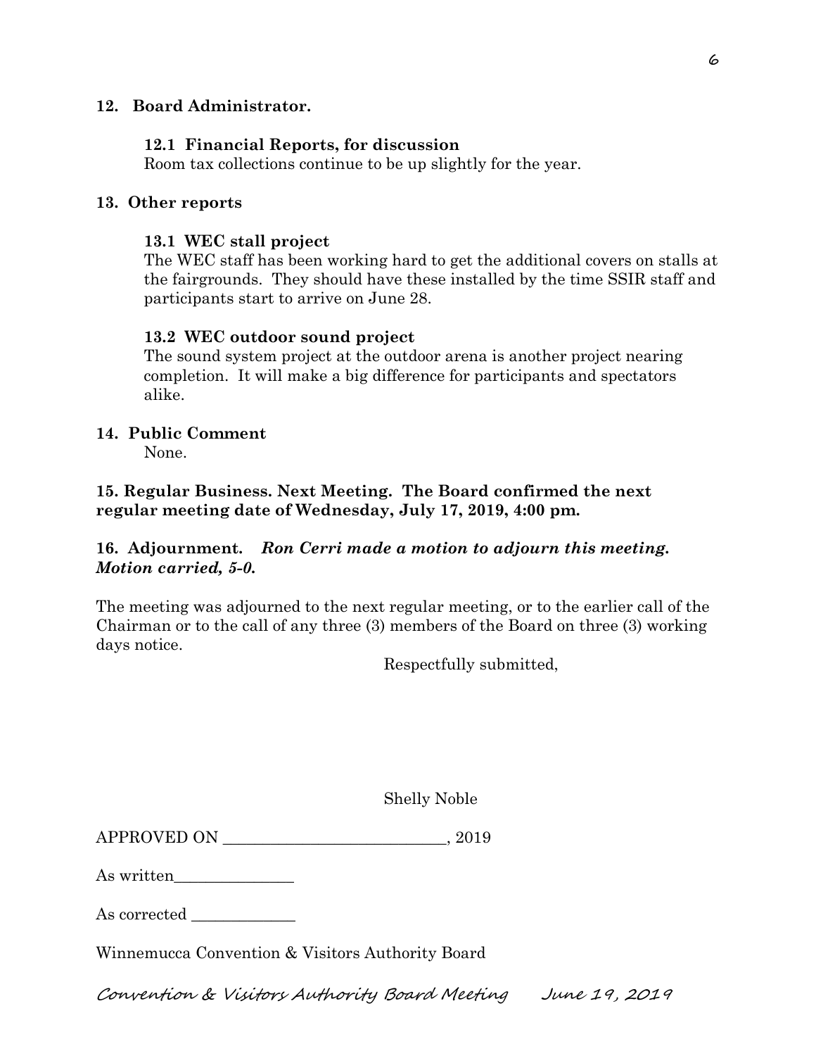**12. Board Administrator.**

**12.1 Financial Reports, for discussion**

Room tax collections continue to be up slightly for the year.

**13. Other reports**

**13.1 WEC stall project**

The WEC staff has been working hard to get the additional covers on stalls at the fairgrounds. They should have these installed by the time SSIR staff and participants start to arrive on June 28.

**13.2 WEC outdoor sound project**

The sound system project at the outdoor arena is another project nearing completion. It will make a big difference for participants and spectators alike.

**14. Public Comment**

None.

**15. Regular Business. Next Meeting. The Board confirmed the next regular meeting date of Wednesday, July 17, 2019, 4:00 pm.**

**16. Adjournment.** ***Ron Cerri made a motion to adjourn this meeting. Motion carried, 5-0.***

The meeting was adjourned to the next regular meeting, or to the earlier call of the Chairman or to the call of any three (3) members of the Board on three (3) working days notice.

Respectfully submitted,

Shelly Noble

APPROVED ON ___________________________, 2019

As written_______________

As corrected _____________

Winnemucca Convention & Visitors Authority Board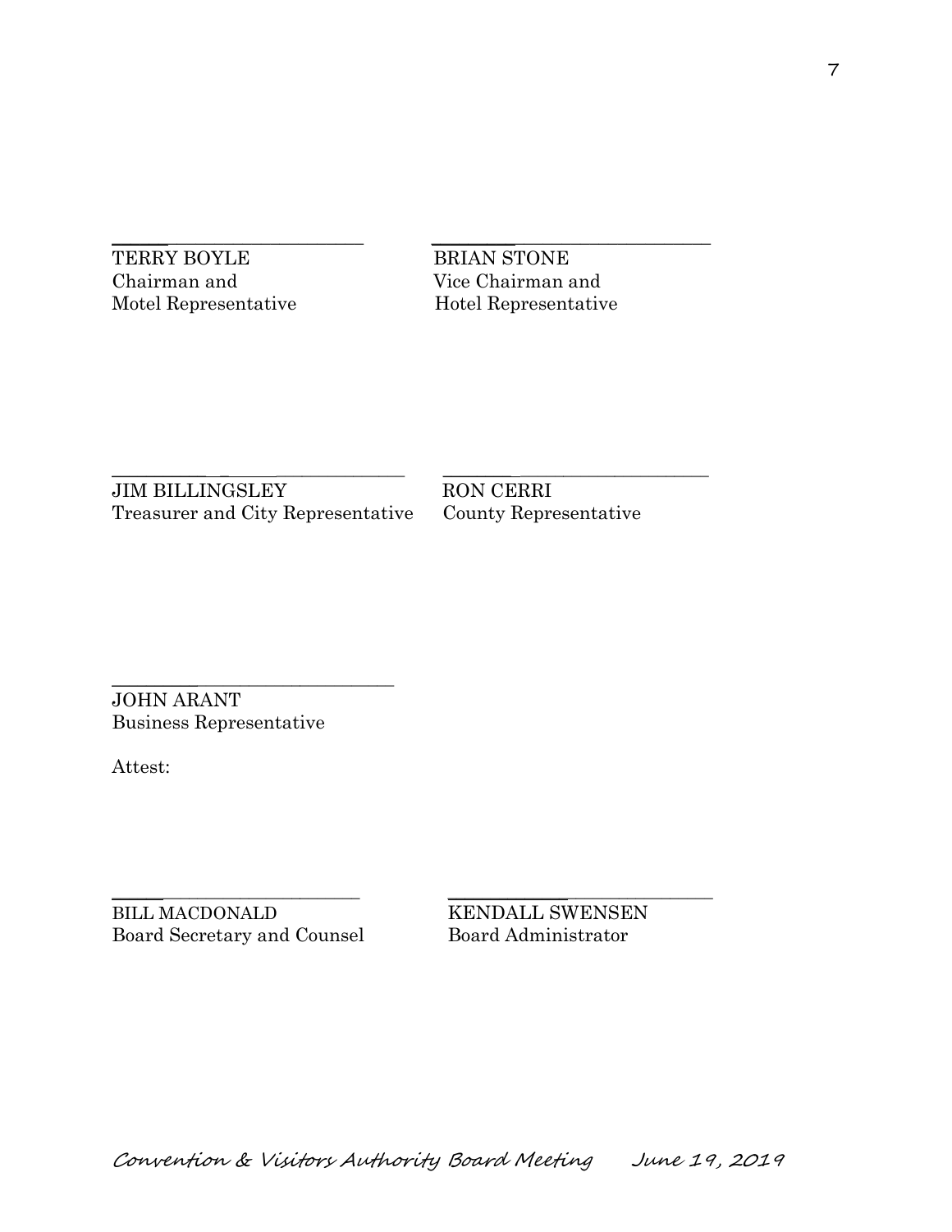\_\_\_\_\_\_\_\_\_\_\_\_\_\_\_\_\_\_\_\_\_\_\_\_\_\_\_\_
TERRY BOYLE
Chairman and
Motel Representative

\_\_\_\_\_\_\_\_\_\_\_\_\_\_\_\_\_\_\_\_\_\_\_\_\_\_\_\_
BRIAN STONE
Vice Chairman and
Hotel Representative

\_\_\_\_\_\_\_\_\_\_\_\_\_\_\_\_\_\_\_\_\_\_\_\_\_\_\_\_
JIM BILLINGSLEY
Treasurer and City Representative

\_\_\_\_\_\_\_\_\_\_\_\_\_\_\_\_\_\_\_\_\_\_\_\_\_\_\_\_
RON CERRI
County Representative

\_\_\_\_\_\_\_\_\_\_\_\_\_\_\_\_\_\_\_\_\_\_\_\_\_\_\_\_
JOHN ARANT
Business Representative

Attest:

\_\_\_\_\_\_\_\_\_\_\_\_\_\_\_\_\_\_\_\_\_\_\_\_\_\_\_\_
BILL MACDONALD
Board Secretary and Counsel

\_\_\_\_\_\_\_\_\_\_\_\_\_\_\_\_\_\_\_\_\_\_\_\_\_\_\_\_
KENDALL SWENSEN
Board Administrator